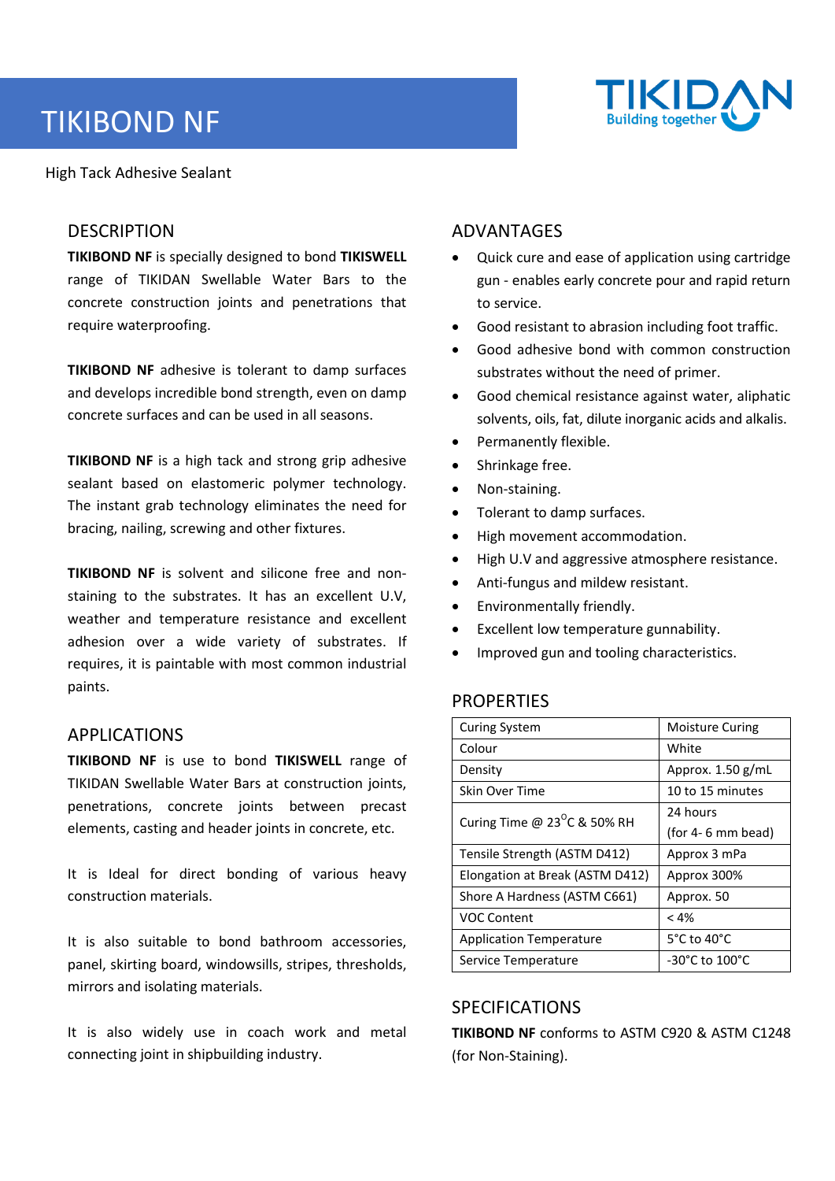# TIKIBOND NF

High Tack Adhesive Sealant

## DESCRIPTION

**TIKIBOND NF** is specially designed to bond **TIKISWELL** range of TIKIDAN Swellable Water Bars to the concrete construction joints and penetrations that require waterproofing.

**TIKIBOND NF** adhesive is tolerant to damp surfaces and develops incredible bond strength, even on damp concrete surfaces and can be used in all seasons.

**TIKIBOND NF** is a high tack and strong grip adhesive sealant based on elastomeric polymer technology. The instant grab technology eliminates the need for bracing, nailing, screwing and other fixtures.

**TIKIBOND NF** is solvent and silicone free and non-staining to the substrates. It has an excellent U.V, weather and temperature resistance and excellent adhesion over a wide variety of substrates. If requires, it is paintable with most common industrial paints.

## APPLICATIONS

**TIKIBOND NF** is use to bond **TIKISWELL** range of TIKIDAN Swellable Water Bars at construction joints, penetrations, concrete joints between precast elements, casting and header joints in concrete, etc.

It is Ideal for direct bonding of various heavy construction materials.

It is also suitable to bond bathroom accessories, panel, skirting board, windowsills, stripes, thresholds, mirrors and isolating materials.

It is also widely use in coach work and metal connecting joint in shipbuilding industry.

## ADVANTAGES

- Quick cure and ease of application using cartridge gun - enables early concrete pour and rapid return to service.
- Good resistant to abrasion including foot traffic.
- Good adhesive bond with common construction substrates without the need of primer.
- Good chemical resistance against water, aliphatic solvents, oils, fat, dilute inorganic acids and alkalis.
- Permanently flexible.
- Shrinkage free.
- Non-staining.
- Tolerant to damp surfaces.
- High movement accommodation.
- High U.V and aggressive atmosphere resistance.
- Anti-fungus and mildew resistant.
- Environmentally friendly.
- Excellent low temperature gunnability.
- Improved gun and tooling characteristics.

## PROPERTIES

| Property | Value |
|---|---|
| Curing System | Moisture Curing |
| Colour | White |
| Density | Approx. 1.50 g/mL |
| Skin Over Time | 10 to 15 minutes |
| Curing Time @ 23°C & 50% RH | 24 hours (for 4- 6 mm bead) |
| Tensile Strength (ASTM D412) | Approx 3 mPa |
| Elongation at Break (ASTM D412) | Approx 300% |
| Shore A Hardness (ASTM C661) | Approx. 50 |
| VOC Content | < 4% |
| Application Temperature | 5°C to 40°C |
| Service Temperature | -30°C to 100°C |

## SPECIFICATIONS

**TIKIBOND NF** conforms to ASTM C920 & ASTM C1248 (for Non-Staining).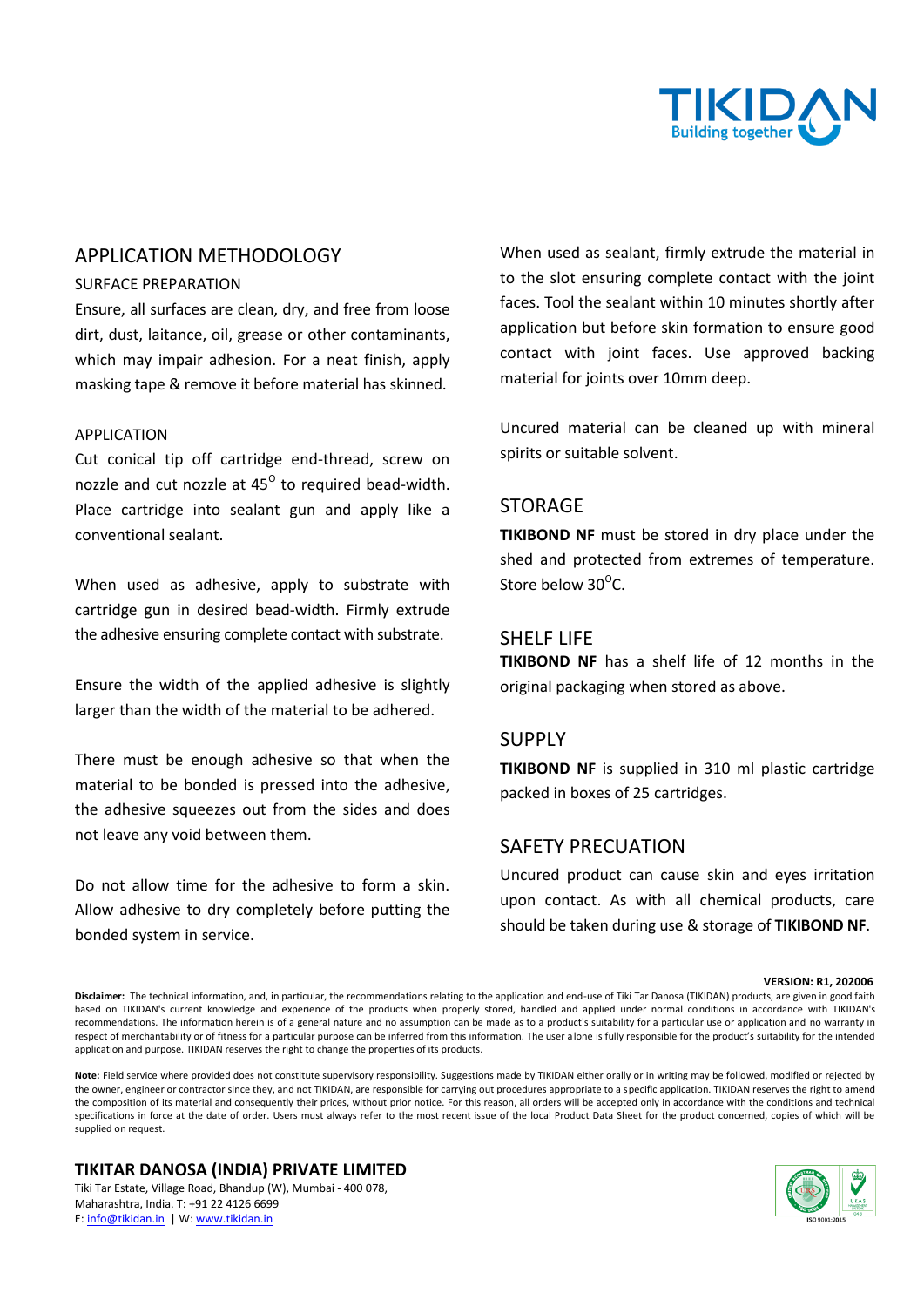## APPLICATION METHODOLOGY

### SURFACE PREPARATION

Ensure, all surfaces are clean, dry, and free from loose dirt, dust, laitance, oil, grease or other contaminants, which may impair adhesion. For a neat finish, apply masking tape & remove it before material has skinned.

### APPLICATION

Cut conical tip off cartridge end-thread, screw on nozzle and cut nozzle at 45$^{O}$ to required bead-width. Place cartridge into sealant gun and apply like a conventional sealant.

When used as adhesive, apply to substrate with cartridge gun in desired bead-width. Firmly extrude the adhesive ensuring complete contact with substrate.

Ensure the width of the applied adhesive is slightly larger than the width of the material to be adhered.

There must be enough adhesive so that when the material to be bonded is pressed into the adhesive, the adhesive squeezes out from the sides and does not leave any void between them.

Do not allow time for the adhesive to form a skin. Allow adhesive to dry completely before putting the bonded system in service.

When used as sealant, firmly extrude the material in to the slot ensuring complete contact with the joint faces. Tool the sealant within 10 minutes shortly after application but before skin formation to ensure good contact with joint faces. Use approved backing material for joints over 10mm deep.

Uncured material can be cleaned up with mineral spirits or suitable solvent.

## STORAGE

**TIKIBOND NF** must be stored in dry place under the shed and protected from extremes of temperature. Store below 30$^{O}$C.

## SHELF LIFE

**TIKIBOND NF** has a shelf life of 12 months in the original packaging when stored as above.

## SUPPLY

**TIKIBOND NF** is supplied in 310 ml plastic cartridge packed in boxes of 25 cartridges.

## SAFETY PRECAUTION

Uncured product can cause skin and eyes irritation upon contact. As with all chemical products, care should be taken during use & storage of **TIKIBOND NF**.

**VERSION: R1, 202006**

**Disclaimer:** The technical information, and, in particular, the recommendations relating to the application and end-use of Tiki Tar Danosa (TIKIDAN) products, are given in good faith based on TIKIDAN's current knowledge and experience of the products when properly stored, handled and applied under normal conditions in accordance with TIKIDAN's recommendations. The information herein is of a general nature and no assumption can be made as to a product's suitability for a particular use or application and no warranty in respect of merchantability or of fitness for a particular purpose can be inferred from this information. The user alone is fully responsible for the product's suitability for the intended application and purpose. TIKIDAN reserves the right to change the properties of its products.

**Note:** Field service where provided does not constitute supervisory responsibility. Suggestions made by TIKIDAN either orally or in writing may be followed, modified or rejected by the owner, engineer or contractor since they, and not TIKIDAN, are responsible for carrying out procedures appropriate to a specific application. TIKIDAN reserves the right to amend the composition of its material and consequently their prices, without prior notice. For this reason, all orders will be accepted only in accordance with the conditions and technical specifications in force at the date of order. Users must always refer to the most recent issue of the local Product Data Sheet for the product concerned, copies of which will be supplied on request.

**TIKITAR DANOSA (INDIA) PRIVATE LIMITED**

Tiki Tar Estate, Village Road, Bhandup (W), Mumbai - 400 078,
Maharashtra, India. T: +91 22 4126 6699
E: info@tikidan.in | W: www.tikidan.in

ISO 9001:2015